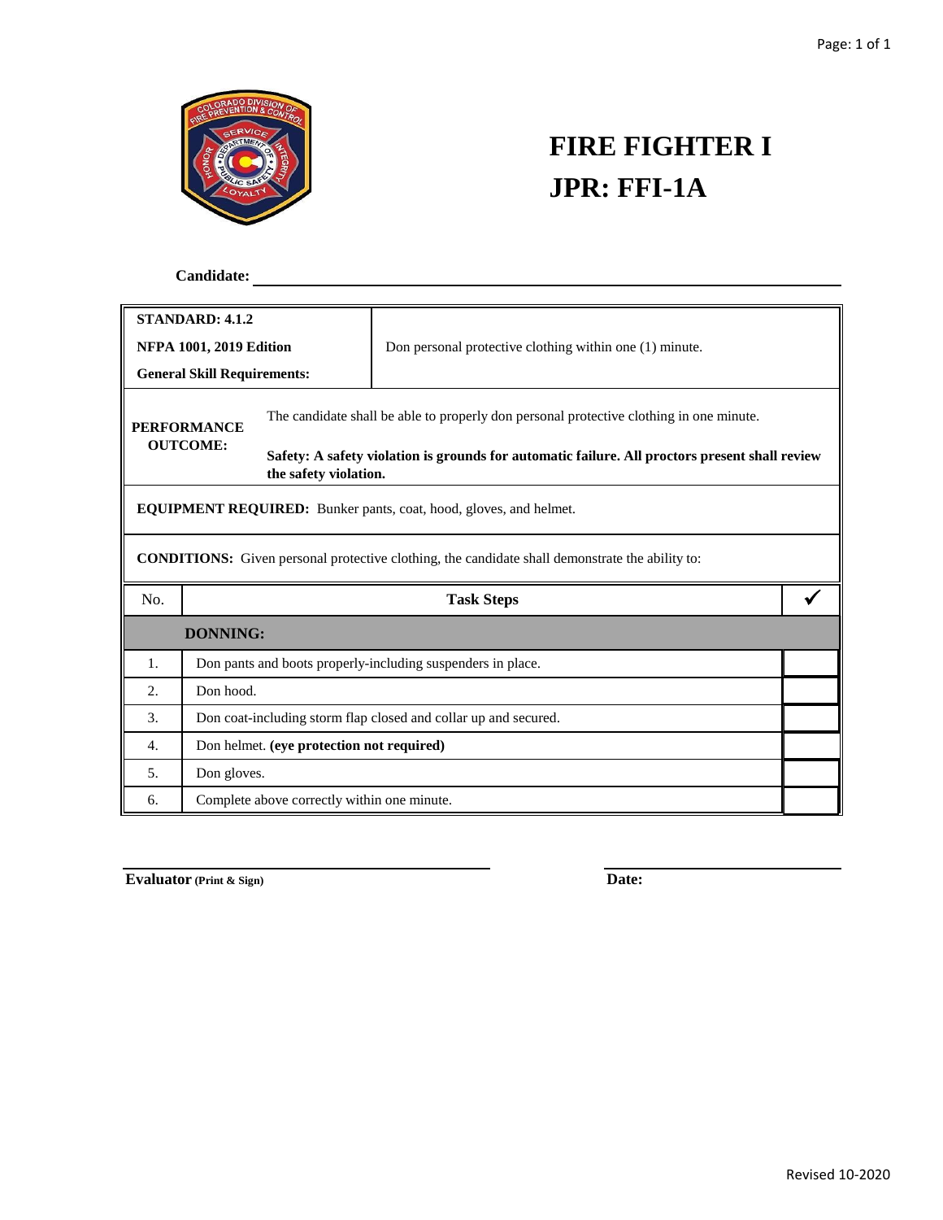# FIRE FIGHTER I
# JPR: FFI-1A

**Candidate:** ______________________________

| **STANDARD: 4.1.2**<br>**NFPA 1001, 2019 Edition**<br>**General Skill Requirements:** | Don personal protective clothing within one (1) minute. |
|---|---|

**PERFORMANCE OUTCOME:** The candidate shall be able to properly don personal protective clothing in one minute.

**Safety: A safety violation is grounds for automatic failure. All proctors present shall review the safety violation.**

**EQUIPMENT REQUIRED:** Bunker pants, coat, hood, gloves, and helmet.

**CONDITIONS:** Given personal protective clothing, the candidate shall demonstrate the ability to:

| No. | Task Steps | ✓ |
|---|---|---|
| | **DONNING:** | |
| 1. | Don pants and boots properly-including suspenders in place. | |
| 2. | Don hood. | |
| 3. | Don coat-including storm flap closed and collar up and secured. | |
| 4. | Don helmet. **(eye protection not required)** | |
| 5. | Don gloves. | |
| 6. | Complete above correctly within one minute. | |

______________________________ **Evaluator** **(Print & Sign)**

______________________________ **Date:**

Revised 10-2020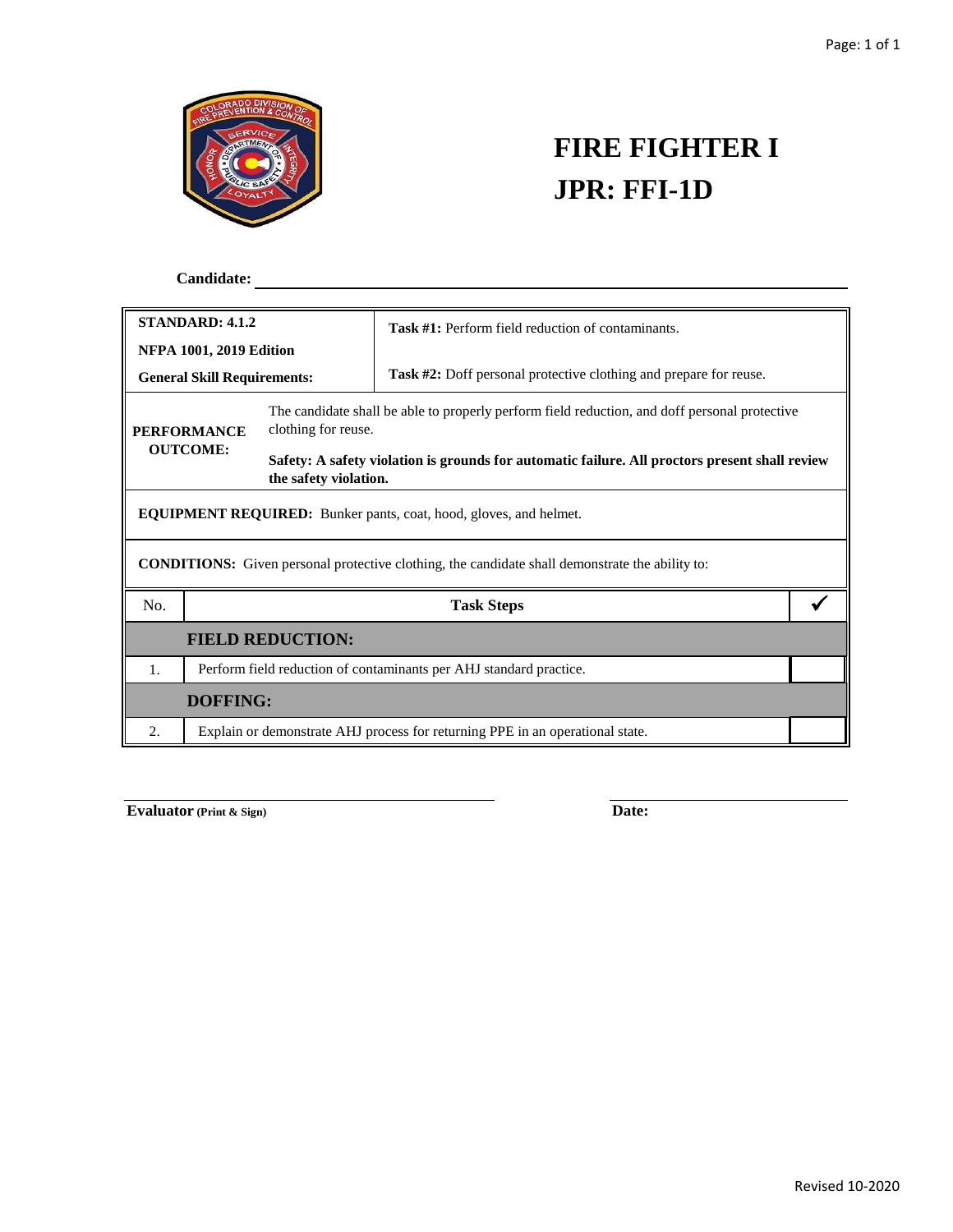# FIRE FIGHTER I
# JPR: FFI-1D

**Candidate:** ____________________

| **STANDARD: 4.1.2**<br>**NFPA 1001, 2019 Edition**<br>**General Skill Requirements:** | **Task #1:** Perform field reduction of contaminants.<br><br>**Task #2:** Doff personal protective clothing and prepare for reuse. |
|---|---|
| **PERFORMANCE OUTCOME:** | The candidate shall be able to properly perform field reduction, and doff personal protective clothing for reuse.<br><br>**Safety: A safety violation is grounds for automatic failure. All proctors present shall review the safety violation.** |

**EQUIPMENT REQUIRED:** Bunker pants, coat, hood, gloves, and helmet.

**CONDITIONS:** Given personal protective clothing, the candidate shall demonstrate the ability to:

| No. | Task Steps | ✔ |
|---|---|---|
| | **FIELD REDUCTION:** | |
| 1. | Perform field reduction of contaminants per AHJ standard practice. | |
| | **DOFFING:** | |
| 2. | Explain or demonstrate AHJ process for returning PPE in an operational state. | |

**Evaluator** (Print & Sign) ____________________ **Date:** ____________________

Revised 10-2020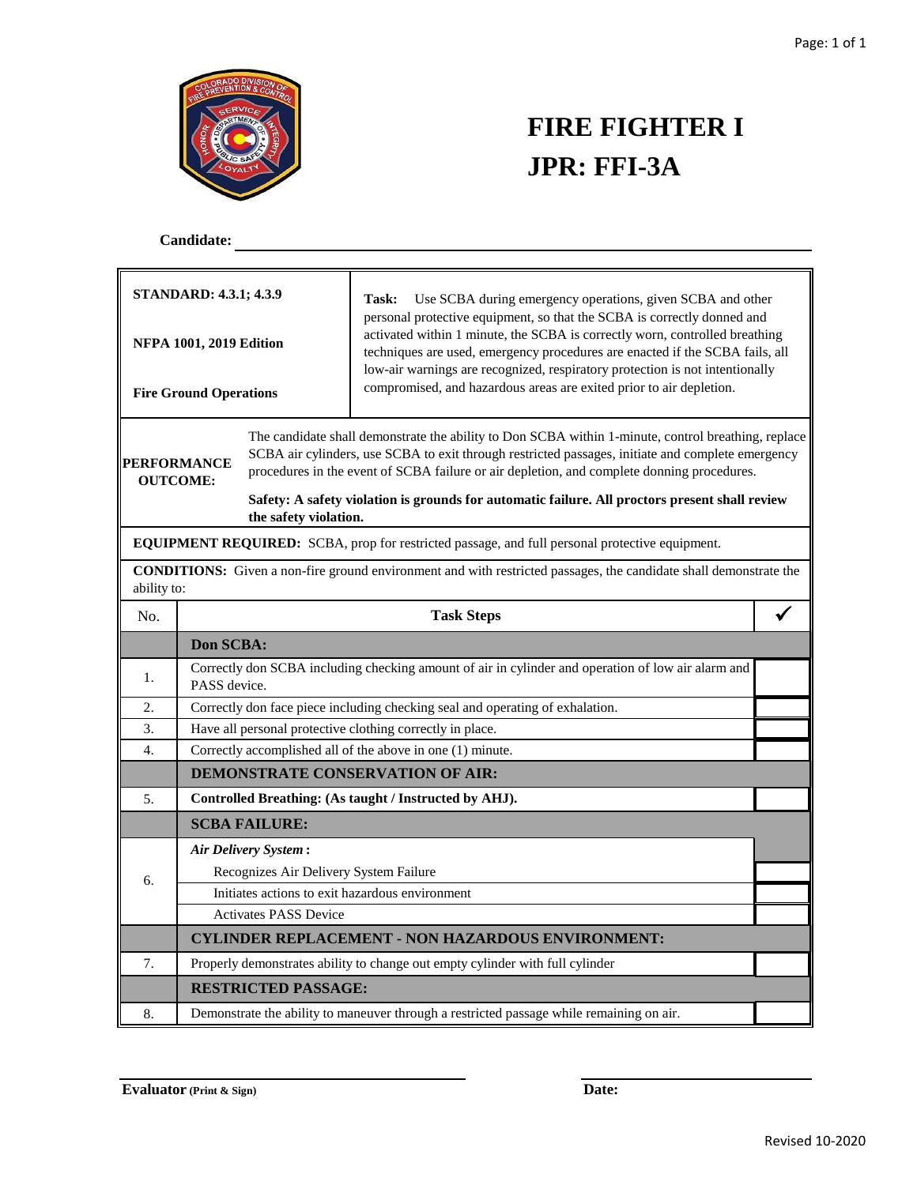# FIRE FIGHTER I
# JPR: FFI-3A

**Candidate:** ______________________________

| | |
|---|---|
| **STANDARD: 4.3.1; 4.3.9**<br><br>**NFPA 1001, 2019 Edition**<br><br>**Fire Ground Operations** | **Task:** Use SCBA during emergency operations, given SCBA and other personal protective equipment, so that the SCBA is correctly donned and activated within 1 minute, the SCBA is correctly worn, controlled breathing techniques are used, emergency procedures are enacted if the SCBA fails, all low-air warnings are recognized, respiratory protection is not intentionally compromised, and hazardous areas are exited prior to air depletion. |
| **PERFORMANCE OUTCOME:** | The candidate shall demonstrate the ability to Don SCBA within 1-minute, control breathing, replace SCBA air cylinders, use SCBA to exit through restricted passages, initiate and complete emergency procedures in the event of SCBA failure or air depletion, and complete donning procedures.<br><br>**Safety: A safety violation is grounds for automatic failure. All proctors present shall review the safety violation.** |

**EQUIPMENT REQUIRED:** SCBA, prop for restricted passage, and full personal protective equipment.

**CONDITIONS:** Given a non-fire ground environment and with restricted passages, the candidate shall demonstrate the ability to:

| No. | Task Steps | ✓ |
|---|---|---|
| | **Don SCBA:** | |
| 1. | Correctly don SCBA including checking amount of air in cylinder and operation of low air alarm and PASS device. | |
| 2. | Correctly don face piece including checking seal and operating of exhalation. | |
| 3. | Have all personal protective clothing correctly in place. | |
| 4. | Correctly accomplished all of the above in one (1) minute. | |
| | **DEMONSTRATE CONSERVATION OF AIR:** | |
| 5. | **Controlled Breathing: (As taught / Instructed by AHJ).** | |
| | **SCBA FAILURE:** | |
| 6. | ***Air Delivery System*:** | |
| | Recognizes Air Delivery System Failure | |
| | Initiates actions to exit hazardous environment | |
| | Activates PASS Device | |
| | **CYLINDER REPLACEMENT - NON HAZARDOUS ENVIRONMENT:** | |
| 7. | Properly demonstrates ability to change out empty cylinder with full cylinder | |
| | **RESTRICTED PASSAGE:** | |
| 8. | Demonstrate the ability to maneuver through a restricted passage while remaining on air. | |

**Evaluator** (Print & Sign) ______________________________ **Date:** ______________

Revised 10-2020